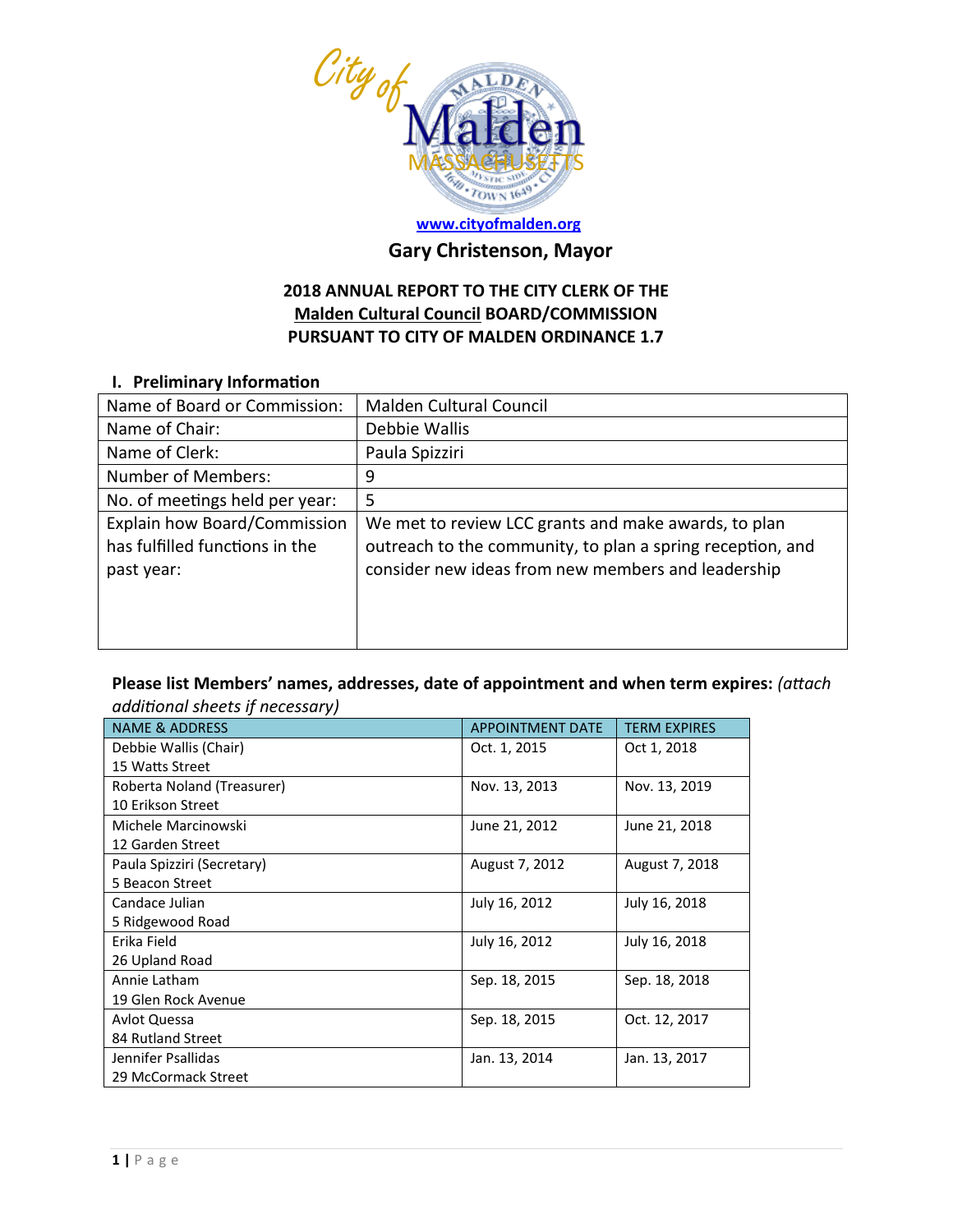City of Malden Massachusetts

www.cityofmalden.org

**Gary Christenson, Mayor**

**2018 ANNUAL REPORT TO THE CITY CLERK OF THE**
**Malden Cultural Council BOARD/COMMISSION**
**PURSUANT TO CITY OF MALDEN ORDINANCE 1.7**

## I. Preliminary Information

| Name of Board or Commission: | Malden Cultural Council |
|---|---|
| Name of Chair: | Debbie Wallis |
| Name of Clerk: | Paula Spizziri |
| Number of Members: | 9 |
| No. of meetings held per year: | 5 |
| Explain how Board/Commission has fulfilled functions in the past year: | We met to review LCC grants and make awards, to plan outreach to the community, to plan a spring reception, and consider new ideas from new members and leadership |

**Please list Members' names, addresses, date of appointment and when term expires:** *(attach additional sheets if necessary)*

| NAME & ADDRESS | APPOINTMENT DATE | TERM EXPIRES |
|---|---|---|
| Debbie Wallis (Chair)<br>15 Watts Street | Oct. 1, 2015 | Oct 1, 2018 |
| Roberta Noland (Treasurer)<br>10 Erikson Street | Nov. 13, 2013 | Nov. 13, 2019 |
| Michele Marcinowski<br>12 Garden Street | June 21, 2012 | June 21, 2018 |
| Paula Spizziri (Secretary)<br>5 Beacon Street | August 7, 2012 | August 7, 2018 |
| Candace Julian<br>5 Ridgewood Road | July 16, 2012 | July 16, 2018 |
| Erika Field<br>26 Upland Road | July 16, 2012 | July 16, 2018 |
| Annie Latham<br>19 Glen Rock Avenue | Sep. 18, 2015 | Sep. 18, 2018 |
| Avlot Quessa<br>84 Rutland Street | Sep. 18, 2015 | Oct. 12, 2017 |
| Jennifer Psallidas<br>29 McCormack Street | Jan. 13, 2014 | Jan. 13, 2017 |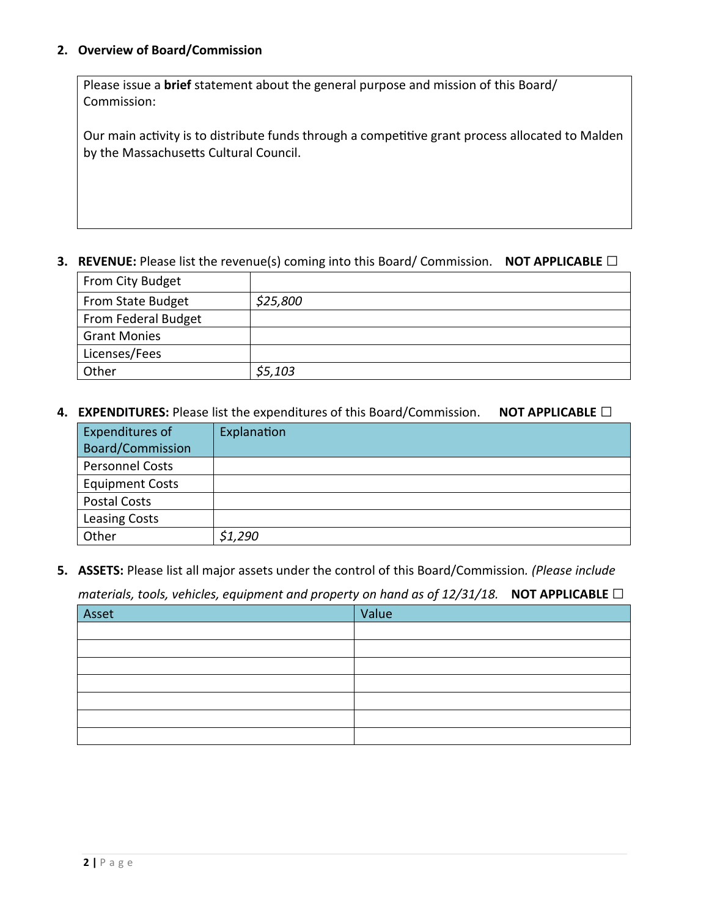**2. Overview of Board/Commission**

| Please issue a **brief** statement about the general purpose and mission of this Board/ Commission:<br><br>Our main activity is to distribute funds through a competitive grant process allocated to Malden by the Massachusetts Cultural Council. |
|---|

**3. REVENUE:** Please list the revenue(s) coming into this Board/ Commission. **NOT APPLICABLE** ☐

| | |
|---|---|
| From City Budget | |
| From State Budget | *$25,800* |
| From Federal Budget | |
| Grant Monies | |
| Licenses/Fees | |
| Other | *$5,103* |

**4. EXPENDITURES:** Please list the expenditures of this Board/Commission. **NOT APPLICABLE** ☐

| Expenditures of Board/Commission | Explanation |
|---|---|
| Personnel Costs | |
| Equipment Costs | |
| Postal Costs | |
| Leasing Costs | |
| Other | *$1,290* |

**5. ASSETS:** Please list all major assets under the control of this Board/Commission. *(Please include materials, tools, vehicles, equipment and property on hand as of 12/31/18.* **NOT APPLICABLE** ☐

| Asset | Value |
|---|---|
| | |
| | |
| | |
| | |
| | |
| | |
| | |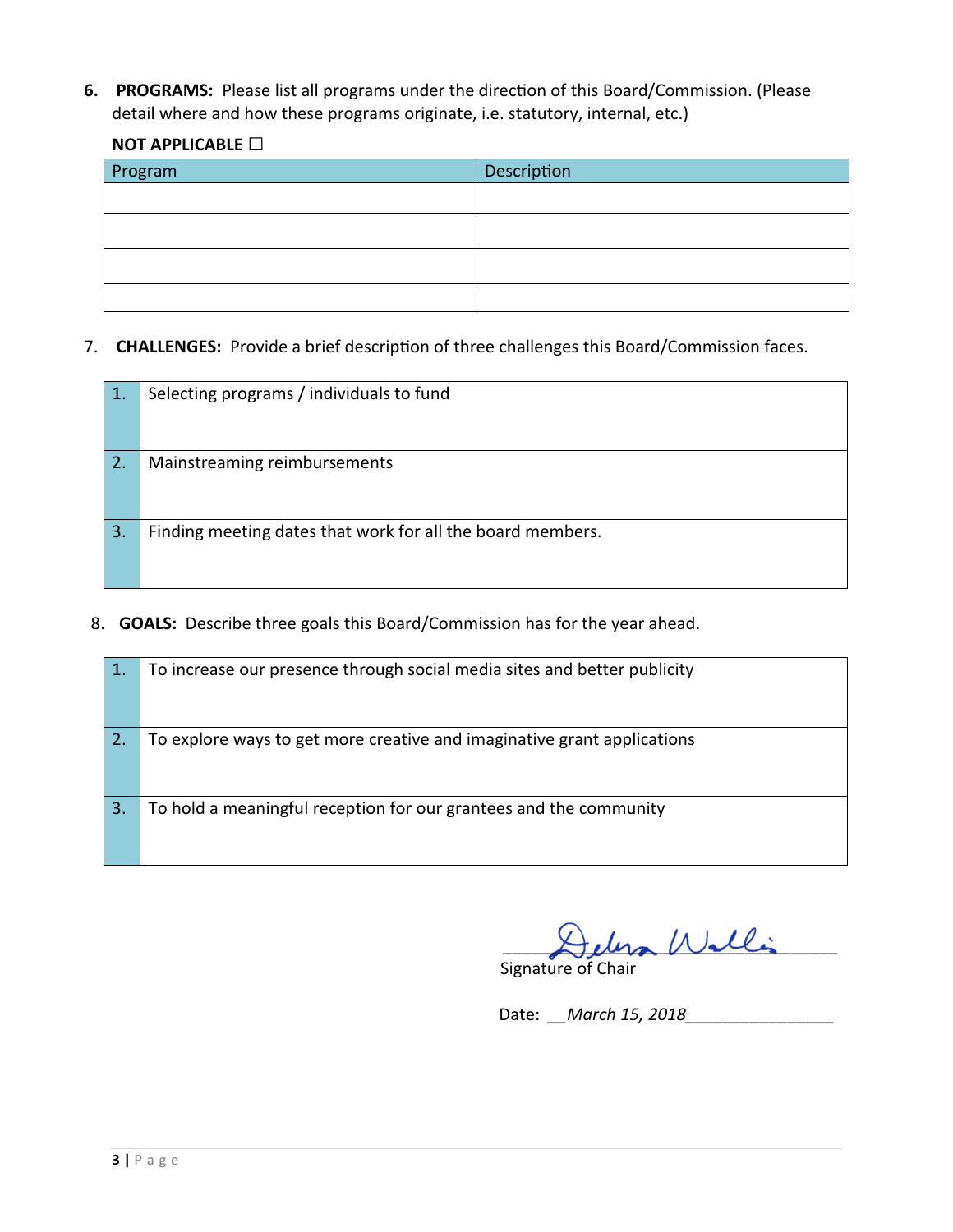6. **PROGRAMS:** Please list all programs under the direction of this Board/Commission. (Please detail where and how these programs originate, i.e. statutory, internal, etc.)

**NOT APPLICABLE ☐**

| Program | Description |
| --- | --- |
| | |
| | |
| | |
| | |

7. **CHALLENGES:** Provide a brief description of three challenges this Board/Commission faces.

| | |
| --- | --- |
| 1. | Selecting programs / individuals to fund |
| 2. | Mainstreaming reimbursements |
| 3. | Finding meeting dates that work for all the board members. |

8. **GOALS:** Describe three goals this Board/Commission has for the year ahead.

| | |
| --- | --- |
| 1. | To increase our presence through social media sites and better publicity |
| 2. | To explore ways to get more creative and imaginative grant applications |
| 3. | To hold a meaningful reception for our grantees and the community |

Debra Wallis

Signature of Chair

Date: *March 15, 2018*